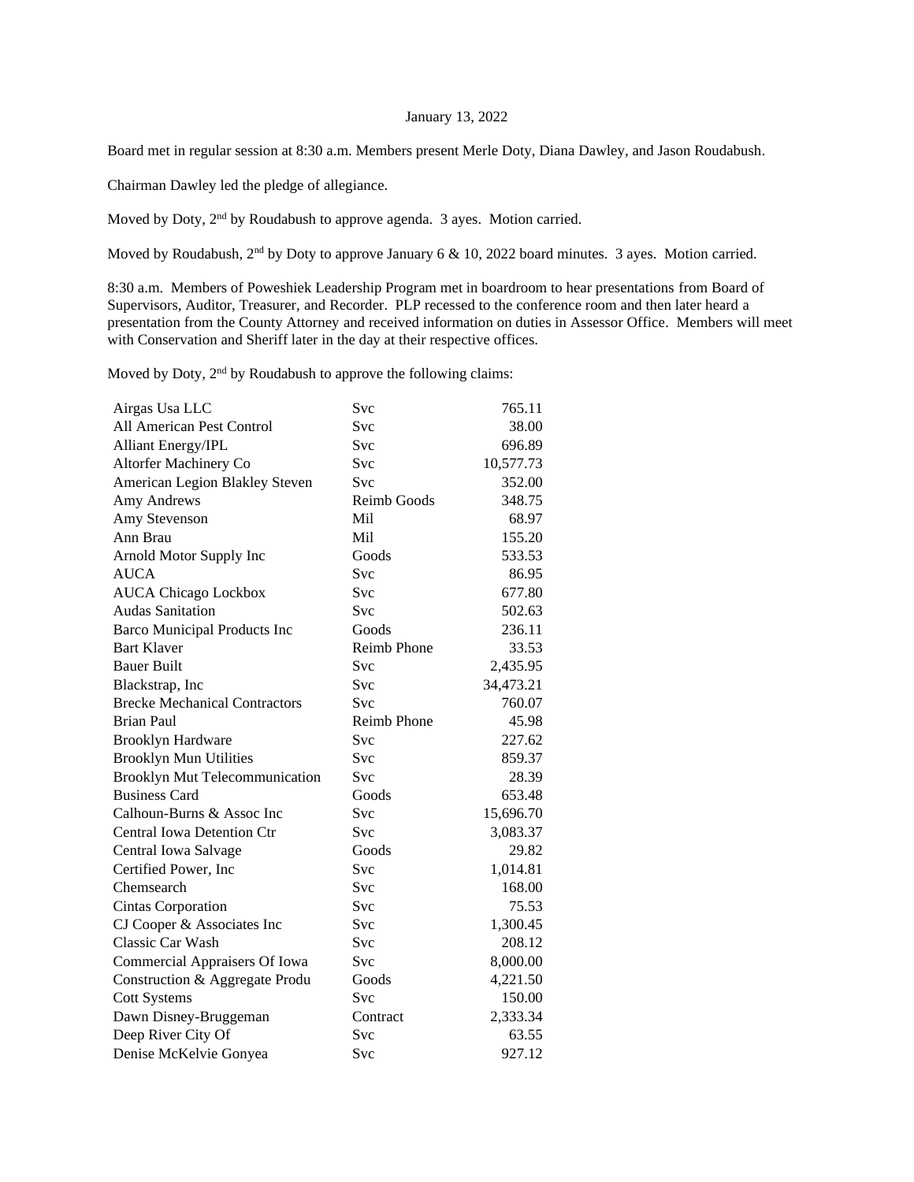January 13, 2022

Board met in regular session at 8:30 a.m. Members present Merle Doty, Diana Dawley, and Jason Roudabush.

Chairman Dawley led the pledge of allegiance.

Moved by Doty, 2nd by Roudabush to approve agenda. 3 ayes. Motion carried.

Moved by Roudabush, 2nd by Doty to approve January 6 & 10, 2022 board minutes. 3 ayes. Motion carried.

8:30 a.m. Members of Poweshiek Leadership Program met in boardroom to hear presentations from Board of Supervisors, Auditor, Treasurer, and Recorder. PLP recessed to the conference room and then later heard a presentation from the County Attorney and received information on duties in Assessor Office. Members will meet with Conservation and Sheriff later in the day at their respective offices.

Moved by Doty, 2nd by Roudabush to approve the following claims:

| | | |
|---|---|---:|
| Airgas Usa LLC | Svc | 765.11 |
| All American Pest Control | Svc | 38.00 |
| Alliant Energy/IPL | Svc | 696.89 |
| Altorfer Machinery Co | Svc | 10,577.73 |
| American Legion Blakley Steven | Svc | 352.00 |
| Amy Andrews | Reimb Goods | 348.75 |
| Amy Stevenson | Mil | 68.97 |
| Ann Brau | Mil | 155.20 |
| Arnold Motor Supply Inc | Goods | 533.53 |
| AUCA | Svc | 86.95 |
| AUCA Chicago Lockbox | Svc | 677.80 |
| Audas Sanitation | Svc | 502.63 |
| Barco Municipal Products Inc | Goods | 236.11 |
| Bart Klaver | Reimb Phone | 33.53 |
| Bauer Built | Svc | 2,435.95 |
| Blackstrap, Inc | Svc | 34,473.21 |
| Brecke Mechanical Contractors | Svc | 760.07 |
| Brian Paul | Reimb Phone | 45.98 |
| Brooklyn Hardware | Svc | 227.62 |
| Brooklyn Mun Utilities | Svc | 859.37 |
| Brooklyn Mut Telecommunication | Svc | 28.39 |
| Business Card | Goods | 653.48 |
| Calhoun-Burns & Assoc Inc | Svc | 15,696.70 |
| Central Iowa Detention Ctr | Svc | 3,083.37 |
| Central Iowa Salvage | Goods | 29.82 |
| Certified Power, Inc | Svc | 1,014.81 |
| Chemsearch | Svc | 168.00 |
| Cintas Corporation | Svc | 75.53 |
| CJ Cooper & Associates Inc | Svc | 1,300.45 |
| Classic Car Wash | Svc | 208.12 |
| Commercial Appraisers Of Iowa | Svc | 8,000.00 |
| Construction & Aggregate Produ | Goods | 4,221.50 |
| Cott Systems | Svc | 150.00 |
| Dawn Disney-Bruggeman | Contract | 2,333.34 |
| Deep River City Of | Svc | 63.55 |
| Denise McKelvie Gonyea | Svc | 927.12 |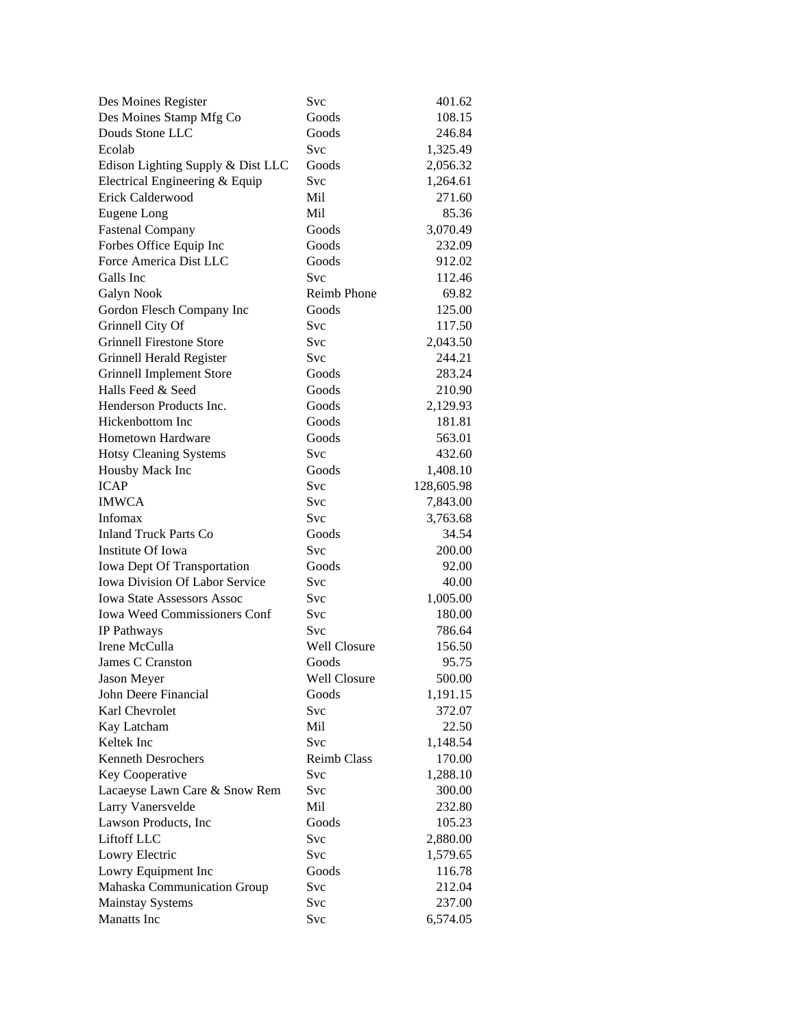| | | |
|---|---|---|
| Des Moines Register | Svc | 401.62 |
| Des Moines Stamp Mfg Co | Goods | 108.15 |
| Douds Stone LLC | Goods | 246.84 |
| Ecolab | Svc | 1,325.49 |
| Edison Lighting Supply & Dist LLC | Goods | 2,056.32 |
| Electrical Engineering & Equip | Svc | 1,264.61 |
| Erick Calderwood | Mil | 271.60 |
| Eugene Long | Mil | 85.36 |
| Fastenal Company | Goods | 3,070.49 |
| Forbes Office Equip Inc | Goods | 232.09 |
| Force America Dist LLC | Goods | 912.02 |
| Galls Inc | Svc | 112.46 |
| Galyn Nook | Reimb Phone | 69.82 |
| Gordon Flesch Company Inc | Goods | 125.00 |
| Grinnell City Of | Svc | 117.50 |
| Grinnell Firestone Store | Svc | 2,043.50 |
| Grinnell Herald Register | Svc | 244.21 |
| Grinnell Implement Store | Goods | 283.24 |
| Halls Feed & Seed | Goods | 210.90 |
| Henderson Products Inc. | Goods | 2,129.93 |
| Hickenbottom Inc | Goods | 181.81 |
| Hometown Hardware | Goods | 563.01 |
| Hotsy Cleaning Systems | Svc | 432.60 |
| Housby Mack Inc | Goods | 1,408.10 |
| ICAP | Svc | 128,605.98 |
| IMWCA | Svc | 7,843.00 |
| Infomax | Svc | 3,763.68 |
| Inland Truck Parts Co | Goods | 34.54 |
| Institute Of Iowa | Svc | 200.00 |
| Iowa Dept Of Transportation | Goods | 92.00 |
| Iowa Division Of Labor Service | Svc | 40.00 |
| Iowa State Assessors Assoc | Svc | 1,005.00 |
| Iowa Weed Commissioners Conf | Svc | 180.00 |
| IP Pathways | Svc | 786.64 |
| Irene McCulla | Well Closure | 156.50 |
| James C Cranston | Goods | 95.75 |
| Jason Meyer | Well Closure | 500.00 |
| John Deere Financial | Goods | 1,191.15 |
| Karl Chevrolet | Svc | 372.07 |
| Kay Latcham | Mil | 22.50 |
| Keltek Inc | Svc | 1,148.54 |
| Kenneth Desrochers | Reimb Class | 170.00 |
| Key Cooperative | Svc | 1,288.10 |
| Lacaeyse Lawn Care & Snow Rem | Svc | 300.00 |
| Larry Vanersvelde | Mil | 232.80 |
| Lawson Products, Inc | Goods | 105.23 |
| Liftoff LLC | Svc | 2,880.00 |
| Lowry Electric | Svc | 1,579.65 |
| Lowry Equipment Inc | Goods | 116.78 |
| Mahaska Communication Group | Svc | 212.04 |
| Mainstay Systems | Svc | 237.00 |
| Manatts Inc | Svc | 6,574.05 |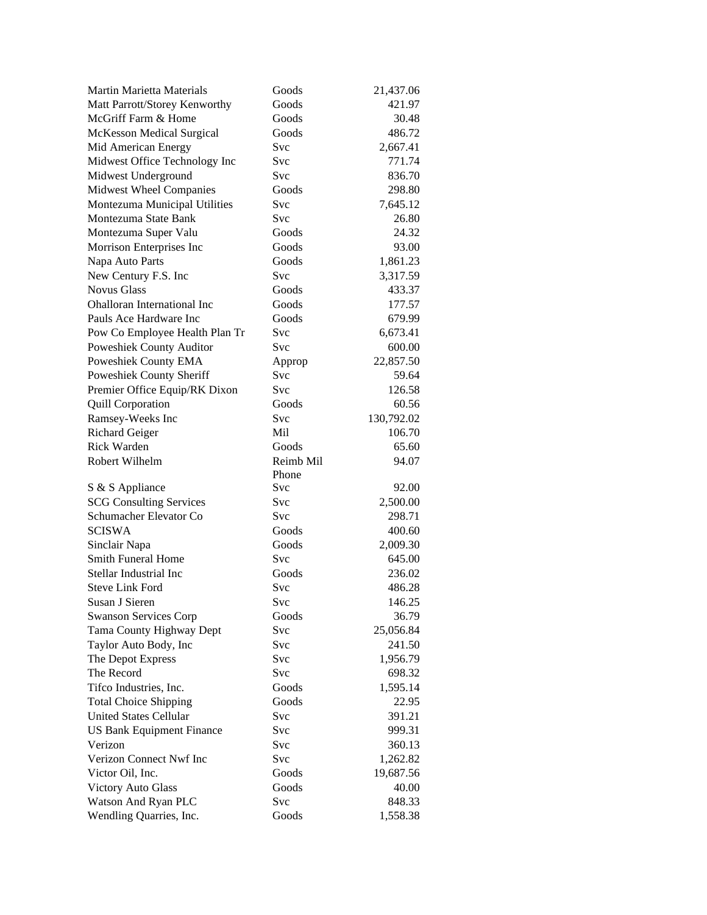| | | |
|---|---|---|
| Martin Marietta Materials | Goods | 21,437.06 |
| Matt Parrott/Storey Kenworthy | Goods | 421.97 |
| McGriff Farm & Home | Goods | 30.48 |
| McKesson Medical Surgical | Goods | 486.72 |
| Mid American Energy | Svc | 2,667.41 |
| Midwest Office Technology Inc | Svc | 771.74 |
| Midwest Underground | Svc | 836.70 |
| Midwest Wheel Companies | Goods | 298.80 |
| Montezuma Municipal Utilities | Svc | 7,645.12 |
| Montezuma State Bank | Svc | 26.80 |
| Montezuma Super Valu | Goods | 24.32 |
| Morrison Enterprises Inc | Goods | 93.00 |
| Napa Auto Parts | Goods | 1,861.23 |
| New Century F.S. Inc | Svc | 3,317.59 |
| Novus Glass | Goods | 433.37 |
| Ohalloran International Inc | Goods | 177.57 |
| Pauls Ace Hardware Inc | Goods | 679.99 |
| Pow Co Employee Health Plan Tr | Svc | 6,673.41 |
| Poweshiek County Auditor | Svc | 600.00 |
| Poweshiek County EMA | Approp | 22,857.50 |
| Poweshiek County Sheriff | Svc | 59.64 |
| Premier Office Equip/RK Dixon | Svc | 126.58 |
| Quill Corporation | Goods | 60.56 |
| Ramsey-Weeks Inc | Svc | 130,792.02 |
| Richard Geiger | Mil | 106.70 |
| Rick Warden | Goods | 65.60 |
| Robert Wilhelm | Reimb Mil | 94.07 |
| S & S Appliance | Phone Svc | 92.00 |
| SCG Consulting Services | Svc | 2,500.00 |
| Schumacher Elevator Co | Svc | 298.71 |
| SCISWA | Goods | 400.60 |
| Sinclair Napa | Goods | 2,009.30 |
| Smith Funeral Home | Svc | 645.00 |
| Stellar Industrial Inc | Goods | 236.02 |
| Steve Link Ford | Svc | 486.28 |
| Susan J Sieren | Svc | 146.25 |
| Swanson Services Corp | Goods | 36.79 |
| Tama County Highway Dept | Svc | 25,056.84 |
| Taylor Auto Body, Inc | Svc | 241.50 |
| The Depot Express | Svc | 1,956.79 |
| The Record | Svc | 698.32 |
| Tifco Industries, Inc. | Goods | 1,595.14 |
| Total Choice Shipping | Goods | 22.95 |
| United States Cellular | Svc | 391.21 |
| US Bank Equipment Finance | Svc | 999.31 |
| Verizon | Svc | 360.13 |
| Verizon Connect Nwf Inc | Svc | 1,262.82 |
| Victor Oil, Inc. | Goods | 19,687.56 |
| Victory Auto Glass | Goods | 40.00 |
| Watson And Ryan PLC | Svc | 848.33 |
| Wendling Quarries, Inc. | Goods | 1,558.38 |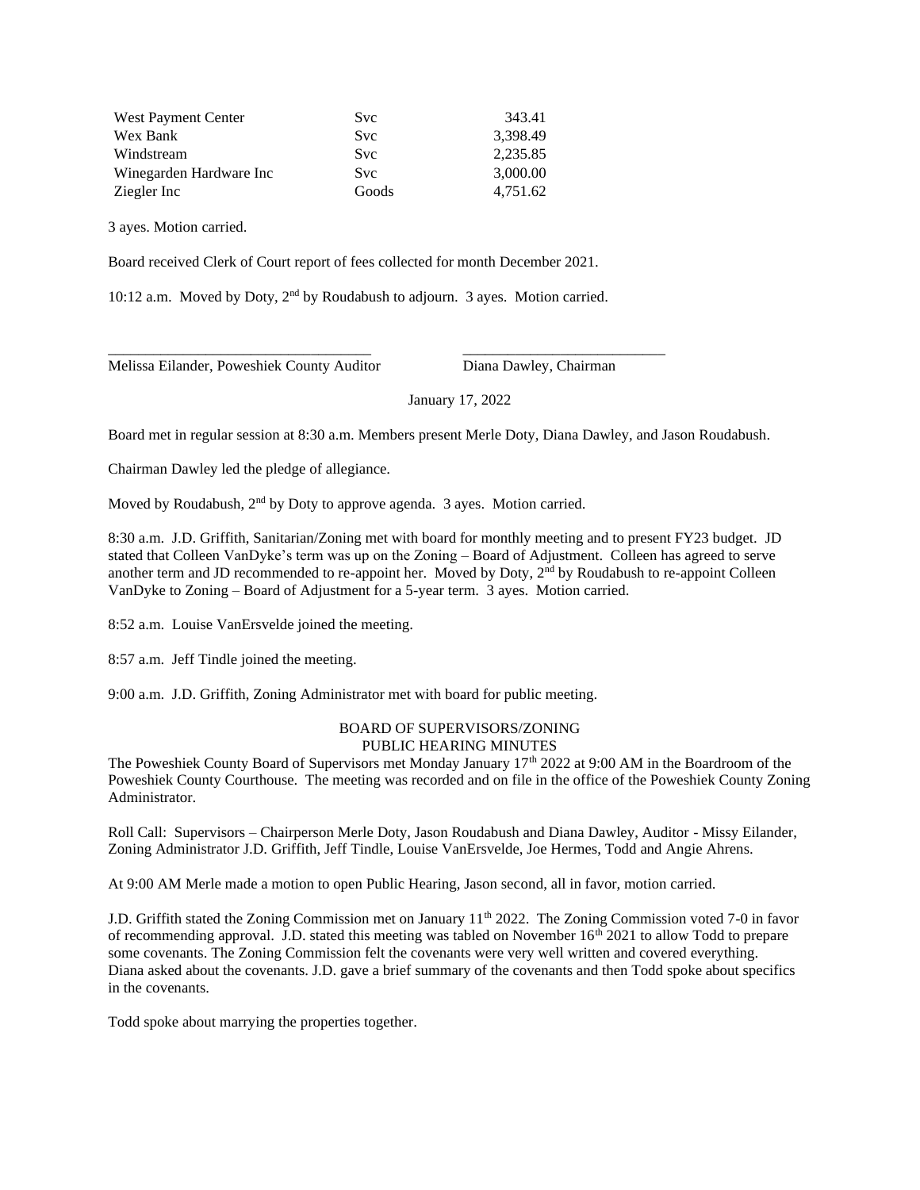| West Payment Center | Svc | 343.41 |
|---|---|---|
| Wex Bank | Svc | 3,398.49 |
| Windstream | Svc | 2,235.85 |
| Winegarden Hardware Inc | Svc | 3,000.00 |
| Ziegler Inc | Goods | 4,751.62 |

3 ayes. Motion carried.

Board received Clerk of Court report of fees collected for month December 2021.

10:12 a.m. Moved by Doty, 2nd by Roudabush to adjourn. 3 ayes. Motion carried.

\_\_\_\_\_\_\_\_\_\_\_\_\_\_\_\_\_\_\_\_\_\_\_\_\_\_\_\_\_\_\_\_\_\_ \_\_\_\_\_\_\_\_\_\_\_\_\_\_\_\_\_\_\_\_\_\_\_\_\_\_\_

Melissa Eilander, Poweshiek County Auditor Diana Dawley, Chairman

January 17, 2022

Board met in regular session at 8:30 a.m. Members present Merle Doty, Diana Dawley, and Jason Roudabush.

Chairman Dawley led the pledge of allegiance.

Moved by Roudabush, 2nd by Doty to approve agenda. 3 ayes. Motion carried.

8:30 a.m. J.D. Griffith, Sanitarian/Zoning met with board for monthly meeting and to present FY23 budget. JD stated that Colleen VanDyke's term was up on the Zoning – Board of Adjustment. Colleen has agreed to serve another term and JD recommended to re-appoint her. Moved by Doty, 2nd by Roudabush to re-appoint Colleen VanDyke to Zoning – Board of Adjustment for a 5-year term. 3 ayes. Motion carried.

8:52 a.m. Louise VanErsvelde joined the meeting.

8:57 a.m. Jeff Tindle joined the meeting.

9:00 a.m. J.D. Griffith, Zoning Administrator met with board for public meeting.

BOARD OF SUPERVISORS/ZONING
PUBLIC HEARING MINUTES

The Poweshiek County Board of Supervisors met Monday January 17th 2022 at 9:00 AM in the Boardroom of the Poweshiek County Courthouse. The meeting was recorded and on file in the office of the Poweshiek County Zoning Administrator.

Roll Call: Supervisors – Chairperson Merle Doty, Jason Roudabush and Diana Dawley, Auditor - Missy Eilander, Zoning Administrator J.D. Griffith, Jeff Tindle, Louise VanErsvelde, Joe Hermes, Todd and Angie Ahrens.

At 9:00 AM Merle made a motion to open Public Hearing, Jason second, all in favor, motion carried.

J.D. Griffith stated the Zoning Commission met on January 11th 2022. The Zoning Commission voted 7-0 in favor of recommending approval. J.D. stated this meeting was tabled on November 16th 2021 to allow Todd to prepare some covenants. The Zoning Commission felt the covenants were very well written and covered everything. Diana asked about the covenants. J.D. gave a brief summary of the covenants and then Todd spoke about specifics in the covenants.

Todd spoke about marrying the properties together.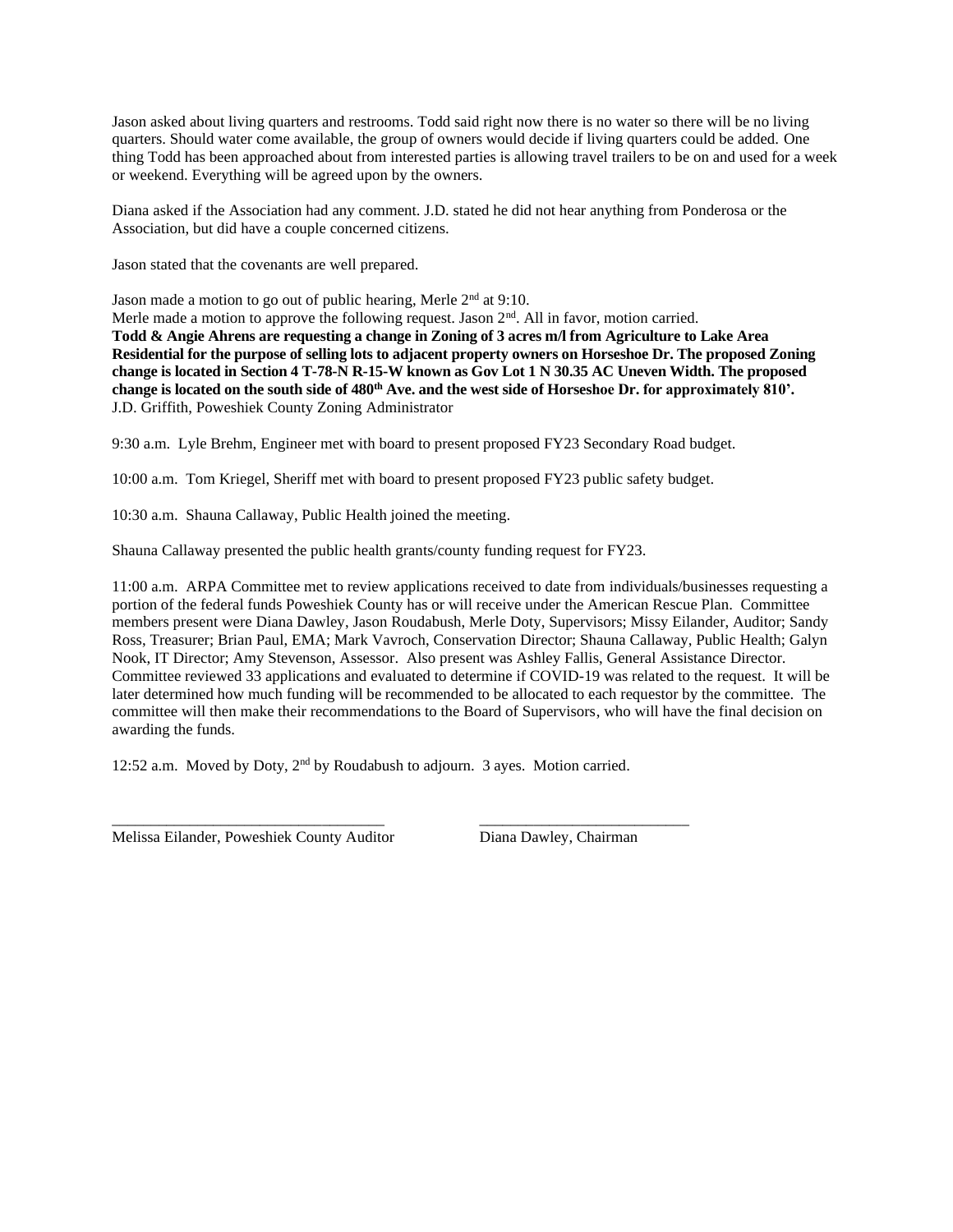Jason asked about living quarters and restrooms. Todd said right now there is no water so there will be no living quarters. Should water come available, the group of owners would decide if living quarters could be added. One thing Todd has been approached about from interested parties is allowing travel trailers to be on and used for a week or weekend. Everything will be agreed upon by the owners.

Diana asked if the Association had any comment. J.D. stated he did not hear anything from Ponderosa or the Association, but did have a couple concerned citizens.

Jason stated that the covenants are well prepared.

Jason made a motion to go out of public hearing, Merle 2nd at 9:10.
Merle made a motion to approve the following request. Jason 2nd. All in favor, motion carried.
**Todd & Angie Ahrens are requesting a change in Zoning of 3 acres m/l from Agriculture to Lake Area Residential for the purpose of selling lots to adjacent property owners on Horseshoe Dr. The proposed Zoning change is located in Section 4 T-78-N R-15-W known as Gov Lot 1 N 30.35 AC Uneven Width. The proposed change is located on the south side of 480th Ave. and the west side of Horseshoe Dr. for approximately 810'.**
J.D. Griffith, Poweshiek County Zoning Administrator

9:30 a.m. Lyle Brehm, Engineer met with board to present proposed FY23 Secondary Road budget.

10:00 a.m. Tom Kriegel, Sheriff met with board to present proposed FY23 public safety budget.

10:30 a.m. Shauna Callaway, Public Health joined the meeting.

Shauna Callaway presented the public health grants/county funding request for FY23.

11:00 a.m. ARPA Committee met to review applications received to date from individuals/businesses requesting a portion of the federal funds Poweshiek County has or will receive under the American Rescue Plan. Committee members present were Diana Dawley, Jason Roudabush, Merle Doty, Supervisors; Missy Eilander, Auditor; Sandy Ross, Treasurer; Brian Paul, EMA; Mark Vavroch, Conservation Director; Shauna Callaway, Public Health; Galyn Nook, IT Director; Amy Stevenson, Assessor. Also present was Ashley Fallis, General Assistance Director. Committee reviewed 33 applications and evaluated to determine if COVID-19 was related to the request. It will be later determined how much funding will be recommended to be allocated to each requestor by the committee. The committee will then make their recommendations to the Board of Supervisors, who will have the final decision on awarding the funds.

12:52 a.m. Moved by Doty, 2nd by Roudabush to adjourn. 3 ayes. Motion carried.

\_\_\_\_\_\_\_\_\_\_\_\_\_\_\_\_\_\_\_\_\_\_\_\_\_\_\_\_\_\_\_\_\_\_\_ \_\_\_\_\_\_\_\_\_\_\_\_\_\_\_\_\_\_\_\_\_\_\_\_\_\_\_
Melissa Eilander, Poweshiek County Auditor Diana Dawley, Chairman